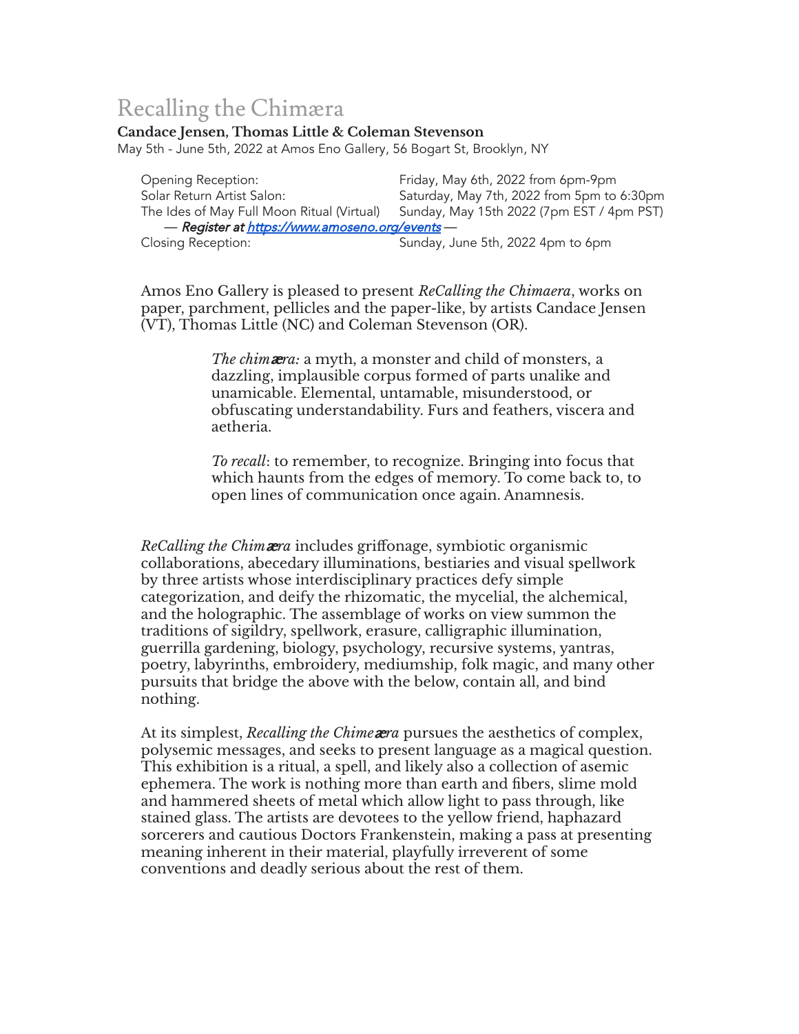# Recalling the Chimæra

**Candace Jensen, Thomas Little & Coleman Stevenson**

May 5th - June 5th, 2022 at Amos Eno Gallery, 56 Bogart St, Brooklyn, NY

| | |
|---|---|
| Opening Reception: | Friday, May 6th, 2022 from 6pm-9pm |
| Solar Return Artist Salon: | Saturday, May 7th, 2022 from 5pm to 6:30pm |
| The Ides of May Full Moon Ritual (Virtual) | Sunday, May 15th 2022 (7pm EST / 4pm PST) |
| — ***Register at https://www.amoseno.org/events*** — | |
| Closing Reception: | Sunday, June 5th, 2022 4pm to 6pm |

Amos Eno Gallery is pleased to present *ReCalling the Chimaera*, works on paper, parchment, pellicles and the paper-like, by artists Candace Jensen (VT), Thomas Little (NC) and Coleman Stevenson (OR).

> *The chimæra:* a myth, a monster and child of monsters, a dazzling, implausible corpus formed of parts unalike and unamicable. Elemental, untamable, misunderstood, or obfuscating understandability. Furs and feathers, viscera and aetheria.
>
> *To recall*: to remember, to recognize. Bringing into focus that which haunts from the edges of memory. To come back to, to open lines of communication once again. Anamnesis.

*ReCalling the Chimæra* includes griffonage, symbiotic organismic collaborations, abecedary illuminations, bestiaries and visual spellwork by three artists whose interdisciplinary practices defy simple categorization, and deify the rhizomatic, the mycelial, the alchemical, and the holographic. The assemblage of works on view summon the traditions of sigildry, spellwork, erasure, calligraphic illumination, guerrilla gardening, biology, psychology, recursive systems, yantras, poetry, labyrinths, embroidery, mediumship, folk magic, and many other pursuits that bridge the above with the below, contain all, and bind nothing.

At its simplest, *Recalling the Chimeæra* pursues the aesthetics of complex, polysemic messages, and seeks to present language as a magical question. This exhibition is a ritual, a spell, and likely also a collection of asemic ephemera. The work is nothing more than earth and fibers, slime mold and hammered sheets of metal which allow light to pass through, like stained glass. The artists are devotees to the yellow friend, haphazard sorcerers and cautious Doctors Frankenstein, making a pass at presenting meaning inherent in their material, playfully irreverent of some conventions and deadly serious about the rest of them.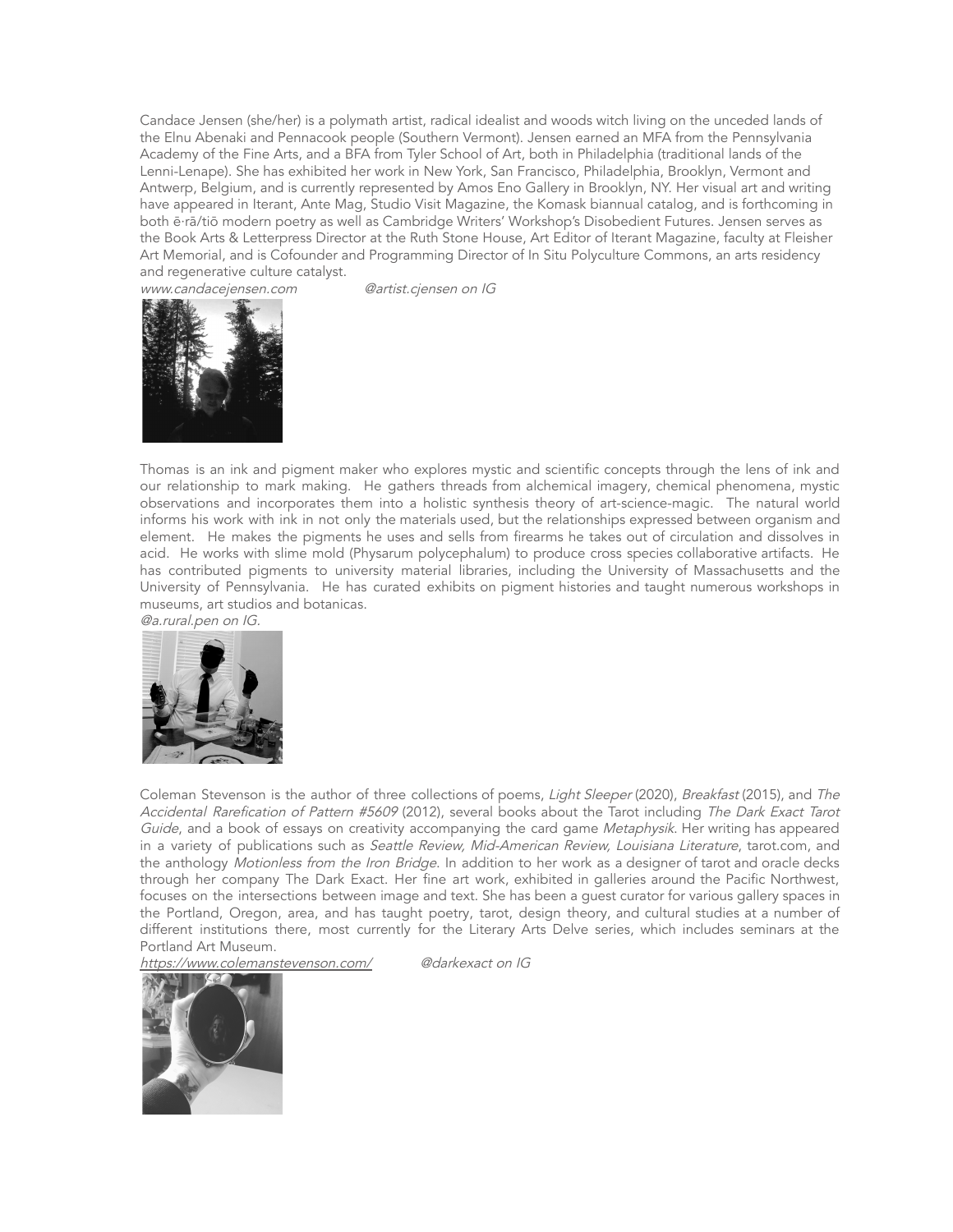Candace Jensen (she/her) is a polymath artist, radical idealist and woods witch living on the unceded lands of the Elnu Abenaki and Pennacook people (Southern Vermont). Jensen earned an MFA from the Pennsylvania Academy of the Fine Arts, and a BFA from Tyler School of Art, both in Philadelphia (traditional lands of the Lenni-Lenape). She has exhibited her work in New York, San Francisco, Philadelphia, Brooklyn, Vermont and Antwerp, Belgium, and is currently represented by Amos Eno Gallery in Brooklyn, NY. Her visual art and writing have appeared in Iterant, Ante Mag, Studio Visit Magazine, the Komask biannual catalog, and is forthcoming in both ē·rā/tiō modern poetry as well as Cambridge Writers' Workshop's Disobedient Futures. Jensen serves as the Book Arts & Letterpress Director at the Ruth Stone House, Art Editor of Iterant Magazine, faculty at Fleisher Art Memorial, and is Cofounder and Programming Director of In Situ Polyculture Commons, an arts residency and regenerative culture catalyst.

*www.candacejensen.com* *@artist.cjensen on IG*

Thomas is an ink and pigment maker who explores mystic and scientific concepts through the lens of ink and our relationship to mark making. He gathers threads from alchemical imagery, chemical phenomena, mystic observations and incorporates them into a holistic synthesis theory of art-science-magic. The natural world informs his work with ink in not only the materials used, but the relationships expressed between organism and element. He makes the pigments he uses and sells from firearms he takes out of circulation and dissolves in acid. He works with slime mold (Physarum polycephalum) to produce cross species collaborative artifacts. He has contributed pigments to university material libraries, including the University of Massachusetts and the University of Pennsylvania. He has curated exhibits on pigment histories and taught numerous workshops in museums, art studios and botanicas.

*@a.rural.pen on IG.*

Coleman Stevenson is the author of three collections of poems, *Light Sleeper* (2020), *Breakfast* (2015), and *The Accidental Rarefication of Pattern #5609* (2012), several books about the Tarot including *The Dark Exact Tarot Guide*, and a book of essays on creativity accompanying the card game *Metaphysik*. Her writing has appeared in a variety of publications such as *Seattle Review, Mid-American Review, Louisiana Literature*, tarot.com, and the anthology *Motionless from the Iron Bridge*. In addition to her work as a designer of tarot and oracle decks through her company The Dark Exact. Her fine art work, exhibited in galleries around the Pacific Northwest, focuses on the intersections between image and text. She has been a guest curator for various gallery spaces in the Portland, Oregon, area, and has taught poetry, tarot, design theory, and cultural studies at a number of different institutions there, most currently for the Literary Arts Delve series, which includes seminars at the Portland Art Museum.

https://www.colemanstevenson.com/ *@darkexact on IG*